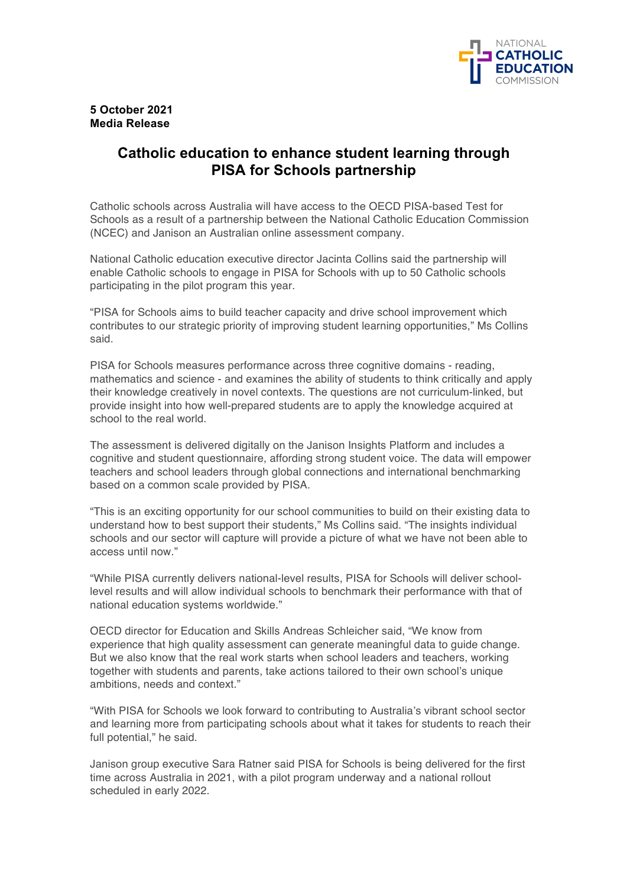NATIONAL CATHOLIC EDUCATION COMMISSION

**5 October 2021**
**Media Release**

# Catholic education to enhance student learning through PISA for Schools partnership

Catholic schools across Australia will have access to the OECD PISA-based Test for Schools as a result of a partnership between the National Catholic Education Commission (NCEC) and Janison an Australian online assessment company.

National Catholic education executive director Jacinta Collins said the partnership will enable Catholic schools to engage in PISA for Schools with up to 50 Catholic schools participating in the pilot program this year.

“PISA for Schools aims to build teacher capacity and drive school improvement which contributes to our strategic priority of improving student learning opportunities,” Ms Collins said.

PISA for Schools measures performance across three cognitive domains - reading, mathematics and science - and examines the ability of students to think critically and apply their knowledge creatively in novel contexts. The questions are not curriculum-linked, but provide insight into how well-prepared students are to apply the knowledge acquired at school to the real world.

The assessment is delivered digitally on the Janison Insights Platform and includes a cognitive and student questionnaire, affording strong student voice. The data will empower teachers and school leaders through global connections and international benchmarking based on a common scale provided by PISA.

“This is an exciting opportunity for our school communities to build on their existing data to understand how to best support their students,” Ms Collins said. “The insights individual schools and our sector will capture will provide a picture of what we have not been able to access until now.”

“While PISA currently delivers national-level results, PISA for Schools will deliver school-level results and will allow individual schools to benchmark their performance with that of national education systems worldwide.”

OECD director for Education and Skills Andreas Schleicher said, “We know from experience that high quality assessment can generate meaningful data to guide change. But we also know that the real work starts when school leaders and teachers, working together with students and parents, take actions tailored to their own school’s unique ambitions, needs and context.”

“With PISA for Schools we look forward to contributing to Australia’s vibrant school sector and learning more from participating schools about what it takes for students to reach their full potential,” he said.

Janison group executive Sara Ratner said PISA for Schools is being delivered for the first time across Australia in 2021, with a pilot program underway and a national rollout scheduled in early 2022.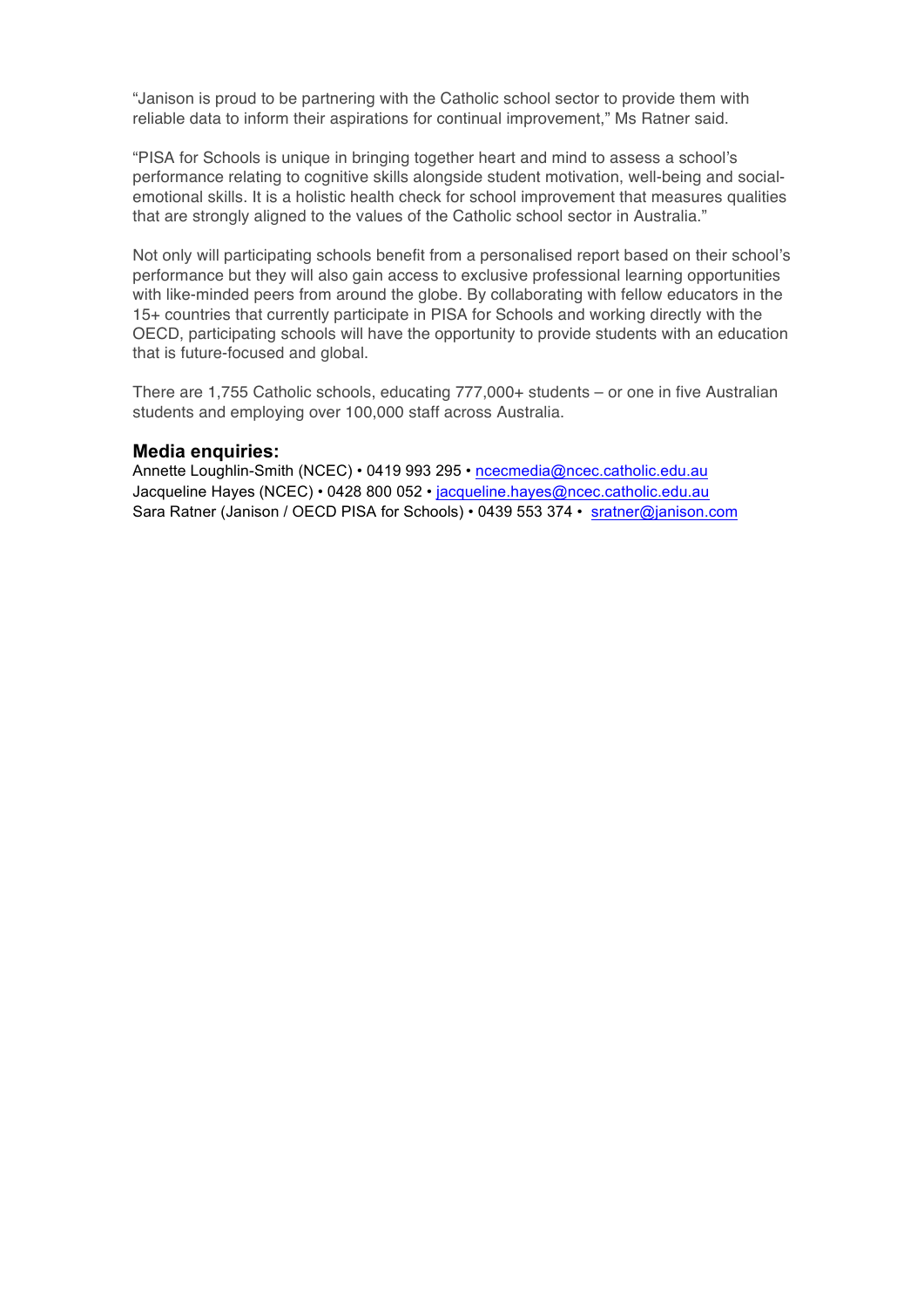"Janison is proud to be partnering with the Catholic school sector to provide them with reliable data to inform their aspirations for continual improvement," Ms Ratner said.

"PISA for Schools is unique in bringing together heart and mind to assess a school's performance relating to cognitive skills alongside student motivation, well-being and social-emotional skills. It is a holistic health check for school improvement that measures qualities that are strongly aligned to the values of the Catholic school sector in Australia."

Not only will participating schools benefit from a personalised report based on their school's performance but they will also gain access to exclusive professional learning opportunities with like-minded peers from around the globe. By collaborating with fellow educators in the 15+ countries that currently participate in PISA for Schools and working directly with the OECD, participating schools will have the opportunity to provide students with an education that is future-focused and global.

There are 1,755 Catholic schools, educating 777,000+ students – or one in five Australian students and employing over 100,000 staff across Australia.

### Media enquiries:

Annette Loughlin-Smith (NCEC) • 0419 993 295 • ncecmedia@ncec.catholic.edu.au
Jacqueline Hayes (NCEC) • 0428 800 052 • jacqueline.hayes@ncec.catholic.edu.au
Sara Ratner (Janison / OECD PISA for Schools) • 0439 553 374 • sratner@janison.com